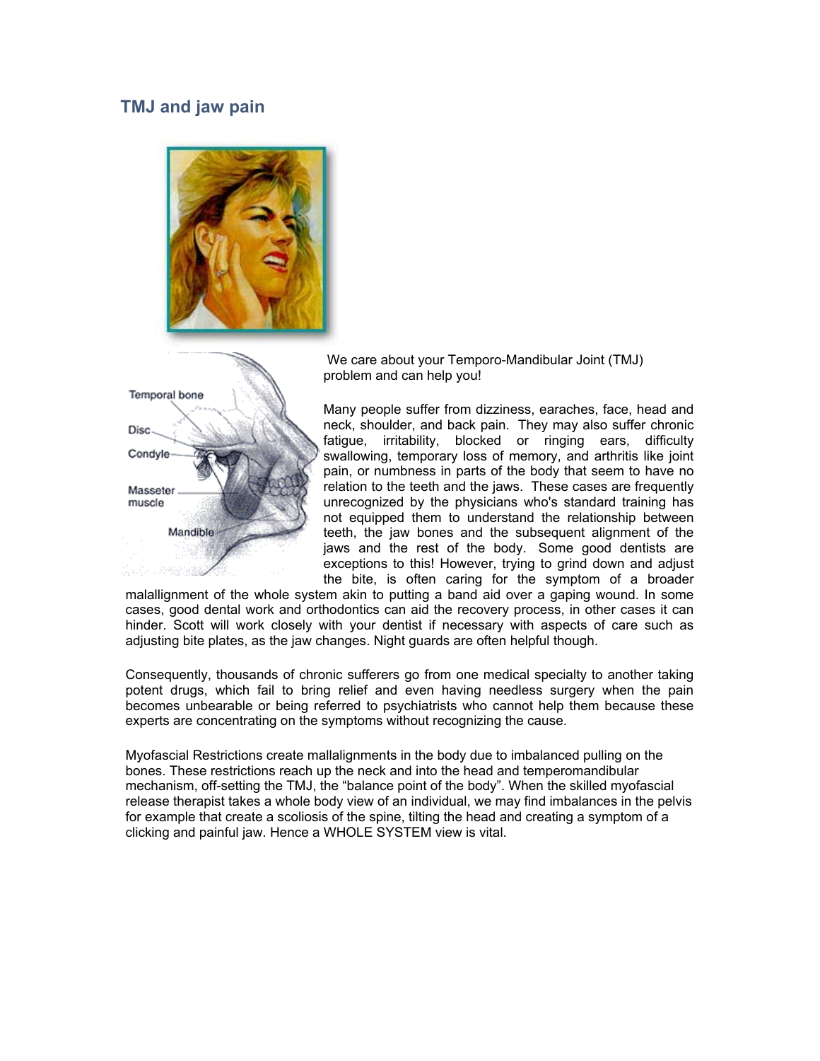## TMJ and jaw pain

We care about your Temporo-Mandibular Joint (TMJ) problem and can help you!

Many people suffer from dizziness, earaches, face, head and neck, shoulder, and back pain. They may also suffer chronic fatigue, irritability, blocked or ringing ears, difficulty swallowing, temporary loss of memory, and arthritis like joint pain, or numbness in parts of the body that seem to have no relation to the teeth and the jaws. These cases are frequently unrecognized by the physicians who's standard training has not equipped them to understand the relationship between teeth, the jaw bones and the subsequent alignment of the jaws and the rest of the body. Some good dentists are exceptions to this! However, trying to grind down and adjust the bite, is often caring for the symptom of a broader malallignment of the whole system akin to putting a band aid over a gaping wound. In some cases, good dental work and orthodontics can aid the recovery process, in other cases it can hinder. Scott will work closely with your dentist if necessary with aspects of care such as adjusting bite plates, as the jaw changes. Night guards are often helpful though.

Consequently, thousands of chronic sufferers go from one medical specialty to another taking potent drugs, which fail to bring relief and even having needless surgery when the pain becomes unbearable or being referred to psychiatrists who cannot help them because these experts are concentrating on the symptoms without recognizing the cause.

Myofascial Restrictions create mallalignments in the body due to imbalanced pulling on the bones. These restrictions reach up the neck and into the head and temperomandibular mechanism, off-setting the TMJ, the "balance point of the body". When the skilled myofascial release therapist takes a whole body view of an individual, we may find imbalances in the pelvis for example that create a scoliosis of the spine, tilting the head and creating a symptom of a clicking and painful jaw. Hence a WHOLE SYSTEM view is vital.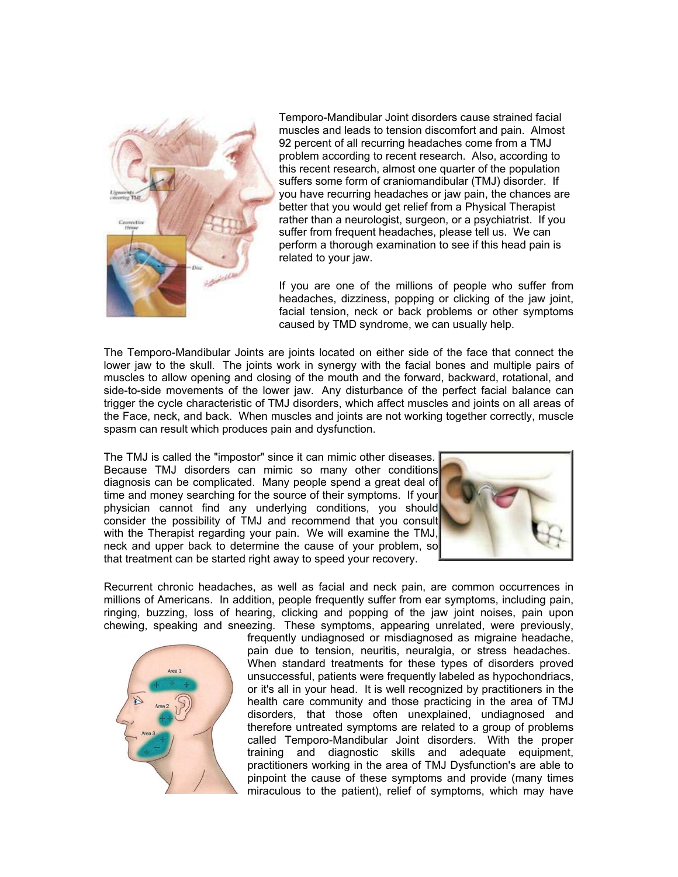Temporo-Mandibular Joint disorders cause strained facial muscles and leads to tension discomfort and pain. Almost 92 percent of all recurring headaches come from a TMJ problem according to recent research. Also, according to this recent research, almost one quarter of the population suffers some form of craniomandibular (TMJ) disorder. If you have recurring headaches or jaw pain, the chances are better that you would get relief from a Physical Therapist rather than a neurologist, surgeon, or a psychiatrist. If you suffer from frequent headaches, please tell us. We can perform a thorough examination to see if this head pain is related to your jaw.

If you are one of the millions of people who suffer from headaches, dizziness, popping or clicking of the jaw joint, facial tension, neck or back problems or other symptoms caused by TMD syndrome, we can usually help.

The Temporo-Mandibular Joints are joints located on either side of the face that connect the lower jaw to the skull. The joints work in synergy with the facial bones and multiple pairs of muscles to allow opening and closing of the mouth and the forward, backward, rotational, and side-to-side movements of the lower jaw. Any disturbance of the perfect facial balance can trigger the cycle characteristic of TMJ disorders, which affect muscles and joints on all areas of the Face, neck, and back. When muscles and joints are not working together correctly, muscle spasm can result which produces pain and dysfunction.

The TMJ is called the "impostor" since it can mimic other diseases. Because TMJ disorders can mimic so many other conditions diagnosis can be complicated. Many people spend a great deal of time and money searching for the source of their symptoms. If your physician cannot find any underlying conditions, you should consider the possibility of TMJ and recommend that you consult with the Therapist regarding your pain. We will examine the TMJ, neck and upper back to determine the cause of your problem, so that treatment can be started right away to speed your recovery.

Recurrent chronic headaches, as well as facial and neck pain, are common occurrences in millions of Americans. In addition, people frequently suffer from ear symptoms, including pain, ringing, buzzing, loss of hearing, clicking and popping of the jaw joint noises, pain upon chewing, speaking and sneezing. These symptoms, appearing unrelated, were previously, frequently undiagnosed or misdiagnosed as migraine headache, pain due to tension, neuritis, neuralgia, or stress headaches. When standard treatments for these types of disorders proved unsuccessful, patients were frequently labeled as hypochondriacs, or it's all in your head. It is well recognized by practitioners in the health care community and those practicing in the area of TMJ disorders, that those often unexplained, undiagnosed and therefore untreated symptoms are related to a group of problems called Temporo-Mandibular Joint disorders. With the proper training and diagnostic skills and adequate equipment, practitioners working in the area of TMJ Dysfunction's are able to pinpoint the cause of these symptoms and provide (many times miraculous to the patient), relief of symptoms, which may have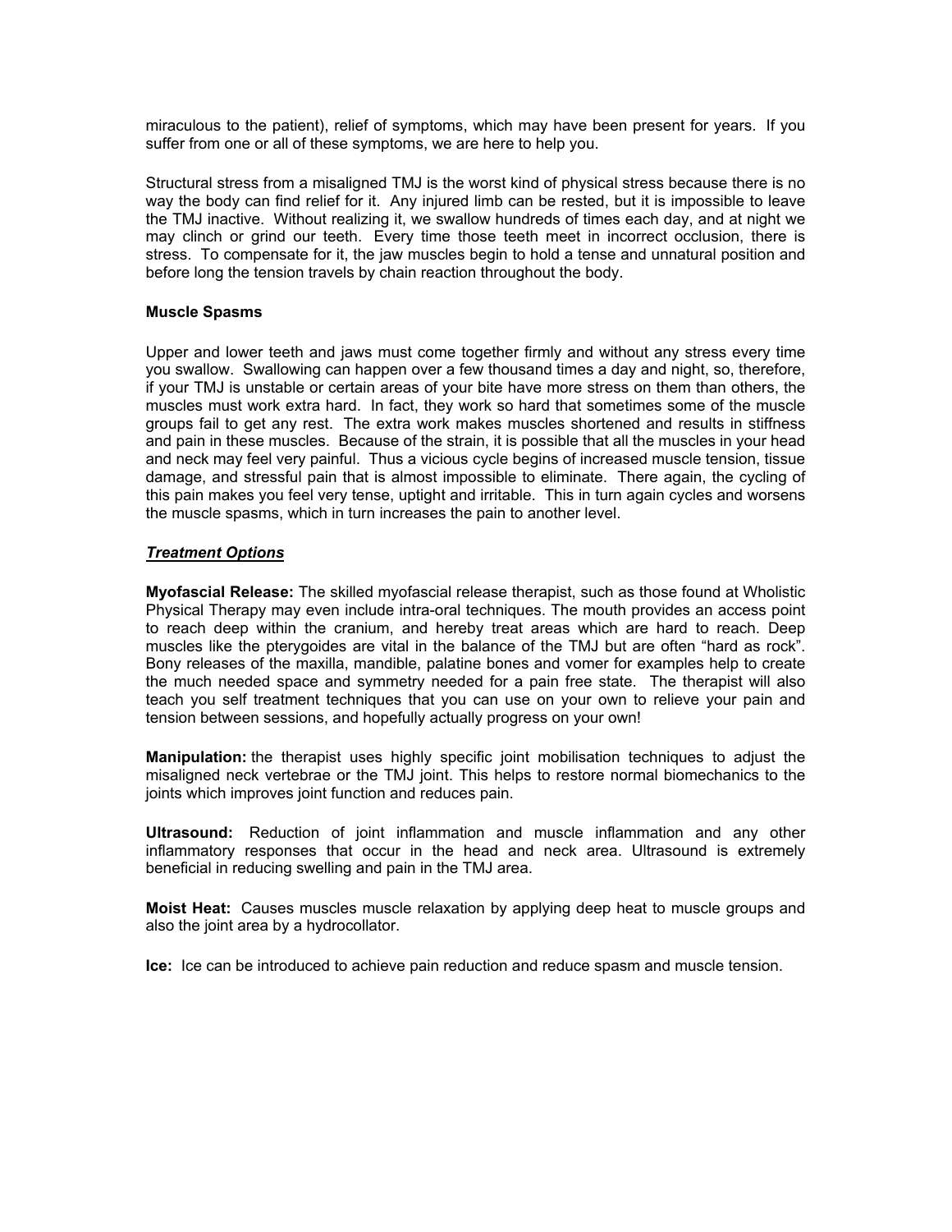miraculous to the patient), relief of symptoms, which may have been present for years. If you suffer from one or all of these symptoms, we are here to help you.

Structural stress from a misaligned TMJ is the worst kind of physical stress because there is no way the body can find relief for it. Any injured limb can be rested, but it is impossible to leave the TMJ inactive. Without realizing it, we swallow hundreds of times each day, and at night we may clinch or grind our teeth. Every time those teeth meet in incorrect occlusion, there is stress. To compensate for it, the jaw muscles begin to hold a tense and unnatural position and before long the tension travels by chain reaction throughout the body.

**Muscle Spasms**

Upper and lower teeth and jaws must come together firmly and without any stress every time you swallow. Swallowing can happen over a few thousand times a day and night, so, therefore, if your TMJ is unstable or certain areas of your bite have more stress on them than others, the muscles must work extra hard. In fact, they work so hard that sometimes some of the muscle groups fail to get any rest. The extra work makes muscles shortened and results in stiffness and pain in these muscles. Because of the strain, it is possible that all the muscles in your head and neck may feel very painful. Thus a vicious cycle begins of increased muscle tension, tissue damage, and stressful pain that is almost impossible to eliminate. There again, the cycling of this pain makes you feel very tense, uptight and irritable. This in turn again cycles and worsens the muscle spasms, which in turn increases the pain to another level.

***Treatment Options***

**Myofascial Release:** The skilled myofascial release therapist, such as those found at Wholistic Physical Therapy may even include intra-oral techniques. The mouth provides an access point to reach deep within the cranium, and hereby treat areas which are hard to reach. Deep muscles like the pterygoides are vital in the balance of the TMJ but are often "hard as rock". Bony releases of the maxilla, mandible, palatine bones and vomer for examples help to create the much needed space and symmetry needed for a pain free state. The therapist will also teach you self treatment techniques that you can use on your own to relieve your pain and tension between sessions, and hopefully actually progress on your own!

**Manipulation:** the therapist uses highly specific joint mobilisation techniques to adjust the misaligned neck vertebrae or the TMJ joint. This helps to restore normal biomechanics to the joints which improves joint function and reduces pain.

**Ultrasound:** Reduction of joint inflammation and muscle inflammation and any other inflammatory responses that occur in the head and neck area. Ultrasound is extremely beneficial in reducing swelling and pain in the TMJ area.

**Moist Heat:** Causes muscles muscle relaxation by applying deep heat to muscle groups and also the joint area by a hydrocollator.

**Ice:** Ice can be introduced to achieve pain reduction and reduce spasm and muscle tension.